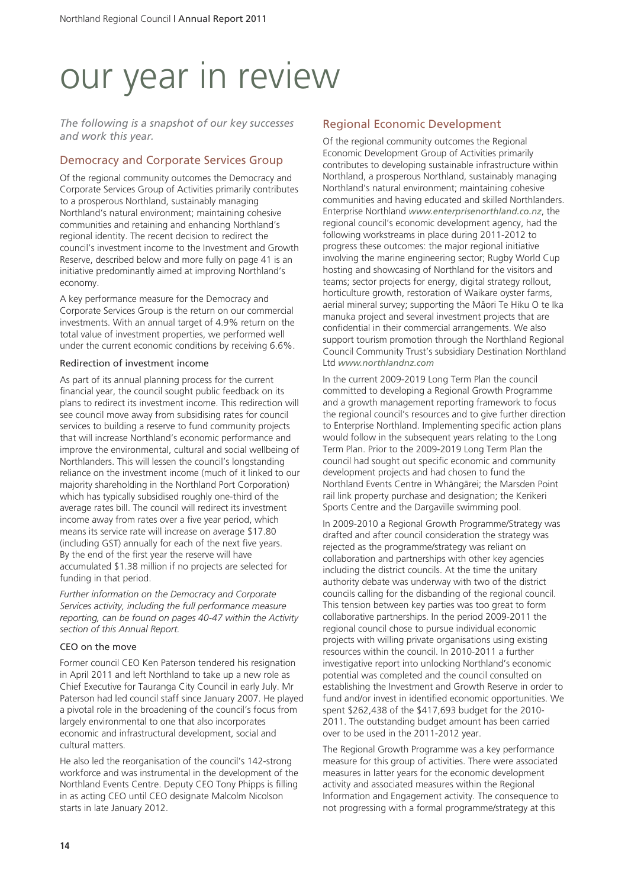# our year in review

*The following is a snapshot of our key successes and work this year.*

## Democracy and Corporate Services Group

Of the regional community outcomes the Democracy and Corporate Services Group of Activities primarily contributes to a prosperous Northland, sustainably managing Northland's natural environment; maintaining cohesive communities and retaining and enhancing Northland's regional identity. The recent decision to redirect the council's investment income to the Investment and Growth Reserve, described below and more fully on page 41 is an initiative predominantly aimed at improving Northland's economy.

A key performance measure for the Democracy and Corporate Services Group is the return on our commercial investments. With an annual target of 4.9% return on the total value of investment properties, we performed well under the current economic conditions by receiving 6.6%.

### Redirection of investment income

As part of its annual planning process for the current financial year, the council sought public feedback on its plans to redirect its investment income. This redirection will see council move away from subsidising rates for council services to building a reserve to fund community projects that will increase Northland's economic performance and improve the environmental, cultural and social wellbeing of Northlanders. This will lessen the council's longstanding reliance on the investment income (much of it linked to our majority shareholding in the Northland Port Corporation) which has typically subsidised roughly one-third of the average rates bill. The council will redirect its investment income away from rates over a five year period, which means its service rate will increase on average $17.80 (including GST) annually for each of the next five years. By the end of the first year the reserve will have accumulated $1.38 million if no projects are selected for funding in that period.

*Further information on the Democracy and Corporate Services activity, including the full performance measure reporting, can be found on pages 40-47 within the Activity section of this Annual Report.*

### CEO on the move

Former council CEO Ken Paterson tendered his resignation in April 2011 and left Northland to take up a new role as Chief Executive for Tauranga City Council in early July. Mr Paterson had led council staff since January 2007. He played a pivotal role in the broadening of the council's focus from largely environmental to one that also incorporates economic and infrastructural development, social and cultural matters.

He also led the reorganisation of the council's 142-strong workforce and was instrumental in the development of the Northland Events Centre. Deputy CEO Tony Phipps is filling in as acting CEO until CEO designate Malcolm Nicolson starts in late January 2012.

## Regional Economic Development

Of the regional community outcomes the Regional Economic Development Group of Activities primarily contributes to developing sustainable infrastructure within Northland, a prosperous Northland, sustainably managing Northland's natural environment; maintaining cohesive communities and having educated and skilled Northlanders. Enterprise Northland *www.enterprisenorthland.co.nz*, the regional council's economic development agency, had the following workstreams in place during 2011-2012 to progress these outcomes: the major regional initiative involving the marine engineering sector; Rugby World Cup hosting and showcasing of Northland for the visitors and teams; sector projects for energy, digital strategy rollout, horticulture growth, restoration of Waikare oyster farms, aerial mineral survey; supporting the Māori Te Hiku O te Ika manuka project and several investment projects that are confidential in their commercial arrangements. We also support tourism promotion through the Northland Regional Council Community Trust's subsidiary Destination Northland Ltd *www.northlandnz.com*

In the current 2009-2019 Long Term Plan the council committed to developing a Regional Growth Programme and a growth management reporting framework to focus the regional council's resources and to give further direction to Enterprise Northland. Implementing specific action plans would follow in the subsequent years relating to the Long Term Plan. Prior to the 2009-2019 Long Term Plan the council had sought out specific economic and community development projects and had chosen to fund the Northland Events Centre in Whāngārei; the Marsden Point rail link property purchase and designation; the Kerikeri Sports Centre and the Dargaville swimming pool.

In 2009-2010 a Regional Growth Programme/Strategy was drafted and after council consideration the strategy was rejected as the programme/strategy was reliant on collaboration and partnerships with other key agencies including the district councils. At the time the unitary authority debate was underway with two of the district councils calling for the disbanding of the regional council. This tension between key parties was too great to form collaborative partnerships. In the period 2009-2011 the regional council chose to pursue individual economic projects with willing private organisations using existing resources within the council. In 2010-2011 a further investigative report into unlocking Northland's economic potential was completed and the council consulted on establishing the Investment and Growth Reserve in order to fund and/or invest in identified economic opportunities. We spent $262,438 of the $417,693 budget for the 2010-2011. The outstanding budget amount has been carried over to be used in the 2011-2012 year.

The Regional Growth Programme was a key performance measure for this group of activities. There were associated measures in latter years for the economic development activity and associated measures within the Regional Information and Engagement activity. The consequence to not progressing with a formal programme/strategy at this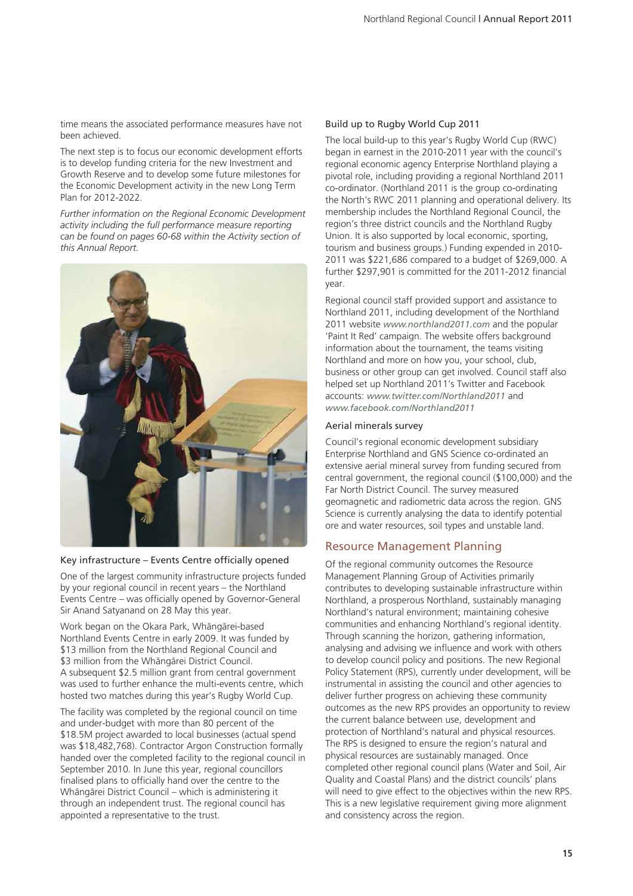time means the associated performance measures have not been achieved.

The next step is to focus our economic development efforts is to develop funding criteria for the new Investment and Growth Reserve and to develop some future milestones for the Economic Development activity in the new Long Term Plan for 2012-2022.

*Further information on the Regional Economic Development activity including the full performance measure reporting can be found on pages 60-68 within the Activity section of this Annual Report.*

### Key infrastructure – Events Centre officially opened

One of the largest community infrastructure projects funded by your regional council in recent years – the Northland Events Centre – was officially opened by Governor-General Sir Anand Satyanand on 28 May this year.

Work began on the Okara Park, Whāngārei-based Northland Events Centre in early 2009. It was funded by $13 million from the Northland Regional Council and $3 million from the Whāngārei District Council. A subsequent $2.5 million grant from central government was used to further enhance the multi-events centre, which hosted two matches during this year's Rugby World Cup.

The facility was completed by the regional council on time and under-budget with more than 80 percent of the $18.5M project awarded to local businesses (actual spend was $18,482,768). Contractor Argon Construction formally handed over the completed facility to the regional council in September 2010. In June this year, regional councillors finalised plans to officially hand over the centre to the Whāngārei District Council – which is administering it through an independent trust. The regional council has appointed a representative to the trust.

### Build up to Rugby World Cup 2011

The local build-up to this year's Rugby World Cup (RWC) began in earnest in the 2010-2011 year with the council's regional economic agency Enterprise Northland playing a pivotal role, including providing a regional Northland 2011 co-ordinator. (Northland 2011 is the group co-ordinating the North's RWC 2011 planning and operational delivery. Its membership includes the Northland Regional Council, the region's three district councils and the Northland Rugby Union. It is also supported by local economic, sporting, tourism and business groups.) Funding expended in 2010-2011 was $221,686 compared to a budget of $269,000. A further $297,901 is committed for the 2011-2012 financial year.

Regional council staff provided support and assistance to Northland 2011, including development of the Northland 2011 website *www.northland2011.com* and the popular 'Paint It Red' campaign. The website offers background information about the tournament, the teams visiting Northland and more on how you, your school, club, business or other group can get involved. Council staff also helped set up Northland 2011's Twitter and Facebook accounts: *www.twitter.com/Northland2011* and *www.facebook.com/Northland2011*

### Aerial minerals survey

Council's regional economic development subsidiary Enterprise Northland and GNS Science co-ordinated an extensive aerial mineral survey from funding secured from central government, the regional council ($100,000) and the Far North District Council. The survey measured geomagnetic and radiometric data across the region. GNS Science is currently analysing the data to identify potential ore and water resources, soil types and unstable land.

## Resource Management Planning

Of the regional community outcomes the Resource Management Planning Group of Activities primarily contributes to developing sustainable infrastructure within Northland, a prosperous Northland, sustainably managing Northland's natural environment; maintaining cohesive communities and enhancing Northland's regional identity. Through scanning the horizon, gathering information, analysing and advising we influence and work with others to develop council policy and positions. The new Regional Policy Statement (RPS), currently under development, will be instrumental in assisting the council and other agencies to deliver further progress on achieving these community outcomes as the new RPS provides an opportunity to review the current balance between use, development and protection of Northland's natural and physical resources. The RPS is designed to ensure the region's natural and physical resources are sustainably managed. Once completed other regional council plans (Water and Soil, Air Quality and Coastal Plans) and the district councils' plans will need to give effect to the objectives within the new RPS. This is a new legislative requirement giving more alignment and consistency across the region.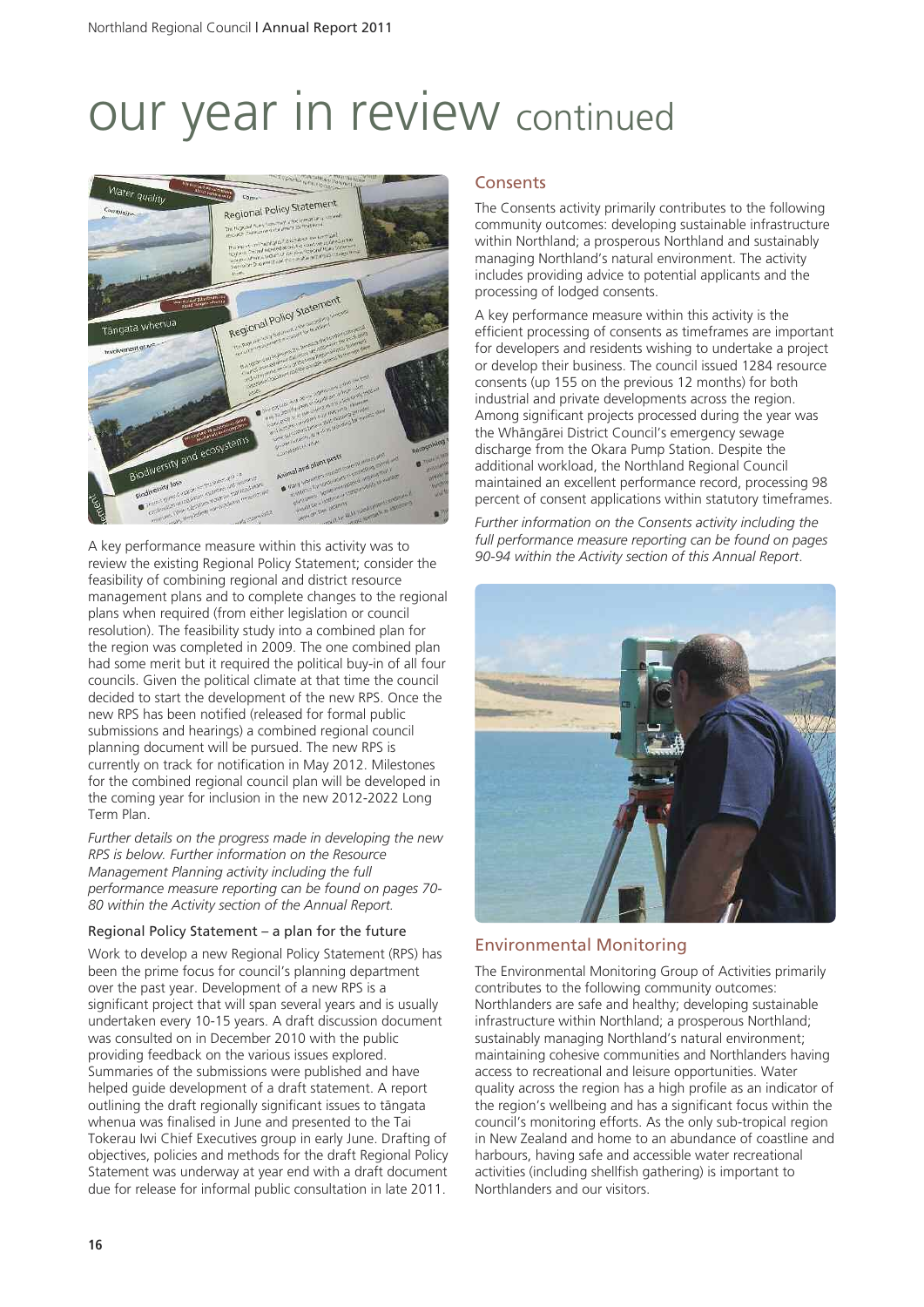# our year in review continued

A key performance measure within this activity was to review the existing Regional Policy Statement; consider the feasibility of combining regional and district resource management plans and to complete changes to the regional plans when required (from either legislation or council resolution). The feasibility study into a combined plan for the region was completed in 2009. The one combined plan had some merit but it required the political buy-in of all four councils. Given the political climate at that time the council decided to start the development of the new RPS. Once the new RPS has been notified (released for formal public submissions and hearings) a combined regional council planning document will be pursued. The new RPS is currently on track for notification in May 2012. Milestones for the combined regional council plan will be developed in the coming year for inclusion in the new 2012-2022 Long Term Plan.

*Further details on the progress made in developing the new RPS is below. Further information on the Resource Management Planning activity including the full performance measure reporting can be found on pages 70-80 within the Activity section of the Annual Report.*

### Regional Policy Statement – a plan for the future

Work to develop a new Regional Policy Statement (RPS) has been the prime focus for council's planning department over the past year. Development of a new RPS is a significant project that will span several years and is usually undertaken every 10-15 years. A draft discussion document was consulted on in December 2010 with the public providing feedback on the various issues explored. Summaries of the submissions were published and have helped guide development of a draft statement. A report outlining the draft regionally significant issues to tāngata whenua was finalised in June and presented to the Tai Tokerau Iwi Chief Executives group in early June. Drafting of objectives, policies and methods for the draft Regional Policy Statement was underway at year end with a draft document due for release for informal public consultation in late 2011.

## Consents

The Consents activity primarily contributes to the following community outcomes: developing sustainable infrastructure within Northland; a prosperous Northland and sustainably managing Northland's natural environment. The activity includes providing advice to potential applicants and the processing of lodged consents.

A key performance measure within this activity is the efficient processing of consents as timeframes are important for developers and residents wishing to undertake a project or develop their business. The council issued 1284 resource consents (up 155 on the previous 12 months) for both industrial and private developments across the region. Among significant projects processed during the year was the Whāngārei District Council's emergency sewage discharge from the Okara Pump Station. Despite the additional workload, the Northland Regional Council maintained an excellent performance record, processing 98 percent of consent applications within statutory timeframes.

*Further information on the Consents activity including the full performance measure reporting can be found on pages 90-94 within the Activity section of this Annual Report.*

## Environmental Monitoring

The Environmental Monitoring Group of Activities primarily contributes to the following community outcomes: Northlanders are safe and healthy; developing sustainable infrastructure within Northland; a prosperous Northland; sustainably managing Northland's natural environment; maintaining cohesive communities and Northlanders having access to recreational and leisure opportunities. Water quality across the region has a high profile as an indicator of the region's wellbeing and has a significant focus within the council's monitoring efforts. As the only sub-tropical region in New Zealand and home to an abundance of coastline and harbours, having safe and accessible water recreational activities (including shellfish gathering) is important to Northlanders and our visitors.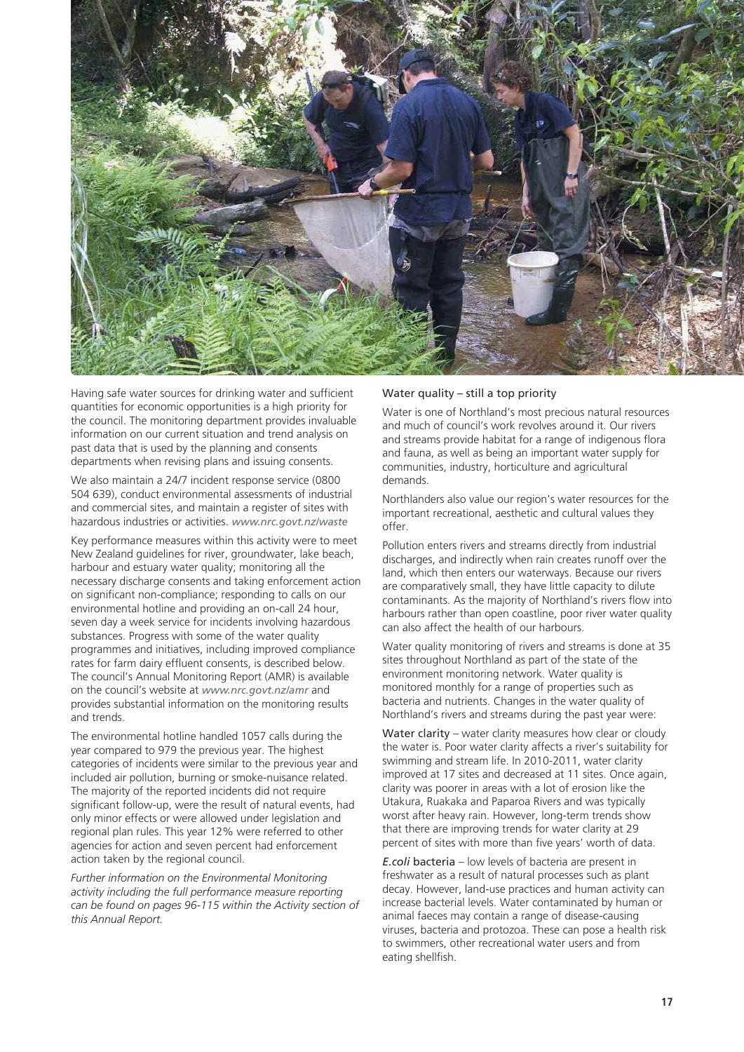Having safe water sources for drinking water and sufficient quantities for economic opportunities is a high priority for the council. The monitoring department provides invaluable information on our current situation and trend analysis on past data that is used by the planning and consents departments when revising plans and issuing consents.

We also maintain a 24/7 incident response service (0800 504 639), conduct environmental assessments of industrial and commercial sites, and maintain a register of sites with hazardous industries or activities. *www.nrc.govt.nz/waste*

Key performance measures within this activity were to meet New Zealand guidelines for river, groundwater, lake beach, harbour and estuary water quality; monitoring all the necessary discharge consents and taking enforcement action on significant non-compliance; responding to calls on our environmental hotline and providing an on-call 24 hour, seven day a week service for incidents involving hazardous substances. Progress with some of the water quality programmes and initiatives, including improved compliance rates for farm dairy effluent consents, is described below. The council's Annual Monitoring Report (AMR) is available on the council's website at *www.nrc.govt.nz/amr* and provides substantial information on the monitoring results and trends.

The environmental hotline handled 1057 calls during the year compared to 979 the previous year. The highest categories of incidents were similar to the previous year and included air pollution, burning or smoke-nuisance related. The majority of the reported incidents did not require significant follow-up, were the result of natural events, had only minor effects or were allowed under legislation and regional plan rules. This year 12% were referred to other agencies for action and seven percent had enforcement action taken by the regional council.

*Further information on the Environmental Monitoring activity including the full performance measure reporting can be found on pages 96-115 within the Activity section of this Annual Report.*

### Water quality – still a top priority

Water is one of Northland's most precious natural resources and much of council's work revolves around it. Our rivers and streams provide habitat for a range of indigenous flora and fauna, as well as being an important water supply for communities, industry, horticulture and agricultural demands.

Northlanders also value our region's water resources for the important recreational, aesthetic and cultural values they offer.

Pollution enters rivers and streams directly from industrial discharges, and indirectly when rain creates runoff over the land, which then enters our waterways. Because our rivers are comparatively small, they have little capacity to dilute contaminants. As the majority of Northland's rivers flow into harbours rather than open coastline, poor river water quality can also affect the health of our harbours.

Water quality monitoring of rivers and streams is done at 35 sites throughout Northland as part of the state of the environment monitoring network. Water quality is monitored monthly for a range of properties such as bacteria and nutrients. Changes in the water quality of Northland's rivers and streams during the past year were:

**Water clarity** – water clarity measures how clear or cloudy the water is. Poor water clarity affects a river's suitability for swimming and stream life. In 2010-2011, water clarity improved at 17 sites and decreased at 11 sites. Once again, clarity was poorer in areas with a lot of erosion like the Utakura, Ruakaka and Paparoa Rivers and was typically worst after heavy rain. However, long-term trends show that there are improving trends for water clarity at 29 percent of sites with more than five years' worth of data.

***E.coli* bacteria** – low levels of bacteria are present in freshwater as a result of natural processes such as plant decay. However, land-use practices and human activity can increase bacterial levels. Water contaminated by human or animal faeces may contain a range of disease-causing viruses, bacteria and protozoa. These can pose a health risk to swimmers, other recreational water users and from eating shellfish.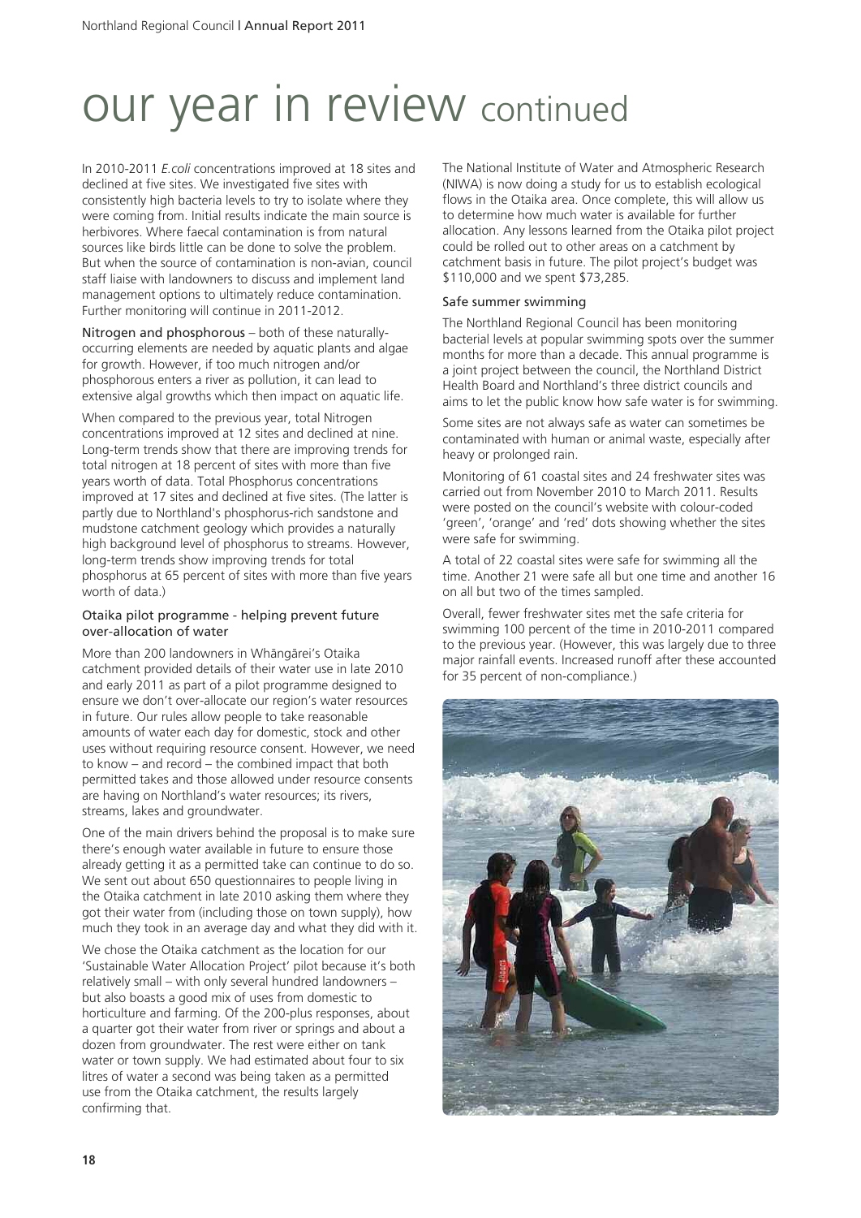# our year in review continued

In 2010-2011 *E.coli* concentrations improved at 18 sites and declined at five sites. We investigated five sites with consistently high bacteria levels to try to isolate where they were coming from. Initial results indicate the main source is herbivores. Where faecal contamination is from natural sources like birds little can be done to solve the problem. But when the source of contamination is non-avian, council staff liaise with landowners to discuss and implement land management options to ultimately reduce contamination. Further monitoring will continue in 2011-2012.

Nitrogen and phosphorous – both of these naturally-occurring elements are needed by aquatic plants and algae for growth. However, if too much nitrogen and/or phosphorous enters a river as pollution, it can lead to extensive algal growths which then impact on aquatic life.

When compared to the previous year, total Nitrogen concentrations improved at 12 sites and declined at nine. Long-term trends show that there are improving trends for total nitrogen at 18 percent of sites with more than five years worth of data. Total Phosphorus concentrations improved at 17 sites and declined at five sites. (The latter is partly due to Northland's phosphorus-rich sandstone and mudstone catchment geology which provides a naturally high background level of phosphorus to streams. However, long-term trends show improving trends for total phosphorus at 65 percent of sites with more than five years worth of data.)

### Otaika pilot programme - helping prevent future over-allocation of water

More than 200 landowners in Whāngārei's Otaika catchment provided details of their water use in late 2010 and early 2011 as part of a pilot programme designed to ensure we don't over-allocate our region's water resources in future. Our rules allow people to take reasonable amounts of water each day for domestic, stock and other uses without requiring resource consent. However, we need to know – and record – the combined impact that both permitted takes and those allowed under resource consents are having on Northland's water resources; its rivers, streams, lakes and groundwater.

One of the main drivers behind the proposal is to make sure there's enough water available in future to ensure those already getting it as a permitted take can continue to do so. We sent out about 650 questionnaires to people living in the Otaika catchment in late 2010 asking them where they got their water from (including those on town supply), how much they took in an average day and what they did with it.

We chose the Otaika catchment as the location for our 'Sustainable Water Allocation Project' pilot because it's both relatively small – with only several hundred landowners – but also boasts a good mix of uses from domestic to horticulture and farming. Of the 200-plus responses, about a quarter got their water from river or springs and about a dozen from groundwater. The rest were either on tank water or town supply. We had estimated about four to six litres of water a second was being taken as a permitted use from the Otaika catchment, the results largely confirming that.

The National Institute of Water and Atmospheric Research (NIWA) is now doing a study for us to establish ecological flows in the Otaika area. Once complete, this will allow us to determine how much water is available for further allocation. Any lessons learned from the Otaika pilot project could be rolled out to other areas on a catchment by catchment basis in future. The pilot project's budget was $110,000 and we spent $73,285.

### Safe summer swimming

The Northland Regional Council has been monitoring bacterial levels at popular swimming spots over the summer months for more than a decade. This annual programme is a joint project between the council, the Northland District Health Board and Northland's three district councils and aims to let the public know how safe water is for swimming.

Some sites are not always safe as water can sometimes be contaminated with human or animal waste, especially after heavy or prolonged rain.

Monitoring of 61 coastal sites and 24 freshwater sites was carried out from November 2010 to March 2011. Results were posted on the council's website with colour-coded 'green', 'orange' and 'red' dots showing whether the sites were safe for swimming.

A total of 22 coastal sites were safe for swimming all the time. Another 21 were safe all but one time and another 16 on all but two of the times sampled.

Overall, fewer freshwater sites met the safe criteria for swimming 100 percent of the time in 2010-2011 compared to the previous year. (However, this was largely due to three major rainfall events. Increased runoff after these accounted for 35 percent of non-compliance.)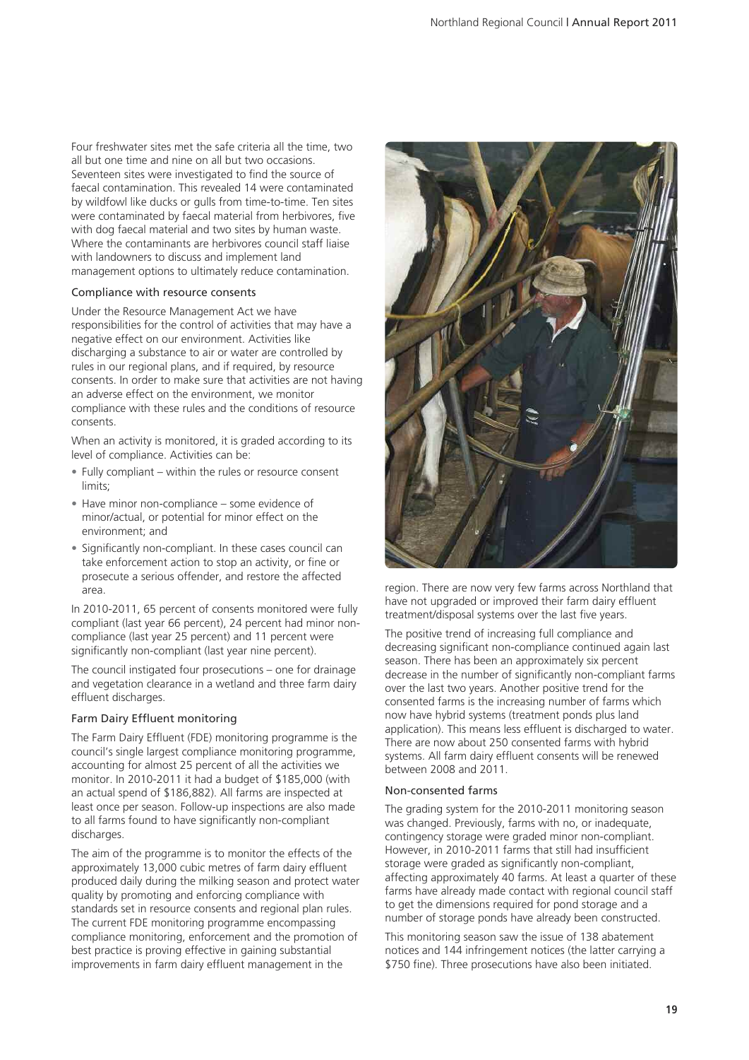Four freshwater sites met the safe criteria all the time, two all but one time and nine on all but two occasions. Seventeen sites were investigated to find the source of faecal contamination. This revealed 14 were contaminated by wildfowl like ducks or gulls from time-to-time. Ten sites were contaminated by faecal material from herbivores, five with dog faecal material and two sites by human waste. Where the contaminants are herbivores council staff liaise with landowners to discuss and implement land management options to ultimately reduce contamination.

### Compliance with resource consents

Under the Resource Management Act we have responsibilities for the control of activities that may have a negative effect on our environment. Activities like discharging a substance to air or water are controlled by rules in our regional plans, and if required, by resource consents. In order to make sure that activities are not having an adverse effect on the environment, we monitor compliance with these rules and the conditions of resource consents.

When an activity is monitored, it is graded according to its level of compliance. Activities can be:

- Fully compliant – within the rules or resource consent limits;
- Have minor non-compliance – some evidence of minor/actual, or potential for minor effect on the environment; and
- Significantly non-compliant. In these cases council can take enforcement action to stop an activity, or fine or prosecute a serious offender, and restore the affected area.

In 2010-2011, 65 percent of consents monitored were fully compliant (last year 66 percent), 24 percent had minor non-compliance (last year 25 percent) and 11 percent were significantly non-compliant (last year nine percent).

The council instigated four prosecutions – one for drainage and vegetation clearance in a wetland and three farm dairy effluent discharges.

### Farm Dairy Effluent monitoring

The Farm Dairy Effluent (FDE) monitoring programme is the council's single largest compliance monitoring programme, accounting for almost 25 percent of all the activities we monitor. In 2010-2011 it had a budget of $185,000 (with an actual spend of $186,882). All farms are inspected at least once per season. Follow-up inspections are also made to all farms found to have significantly non-compliant discharges.

The aim of the programme is to monitor the effects of the approximately 13,000 cubic metres of farm dairy effluent produced daily during the milking season and protect water quality by promoting and enforcing compliance with standards set in resource consents and regional plan rules. The current FDE monitoring programme encompassing compliance monitoring, enforcement and the promotion of best practice is proving effective in gaining substantial improvements in farm dairy effluent management in the region. There are now very few farms across Northland that have not upgraded or improved their farm dairy effluent treatment/disposal systems over the last five years.

The positive trend of increasing full compliance and decreasing significant non-compliance continued again last season. There has been an approximately six percent decrease in the number of significantly non-compliant farms over the last two years. Another positive trend for the consented farms is the increasing number of farms which now have hybrid systems (treatment ponds plus land application). This means less effluent is discharged to water. There are now about 250 consented farms with hybrid systems. All farm dairy effluent consents will be renewed between 2008 and 2011.

### Non-consented farms

The grading system for the 2010-2011 monitoring season was changed. Previously, farms with no, or inadequate, contingency storage were graded minor non-compliant. However, in 2010-2011 farms that still had insufficient storage were graded as significantly non-compliant, affecting approximately 40 farms. At least a quarter of these farms have already made contact with regional council staff to get the dimensions required for pond storage and a number of storage ponds have already been constructed.

This monitoring season saw the issue of 138 abatement notices and 144 infringement notices (the latter carrying a $750 fine). Three prosecutions have also been initiated.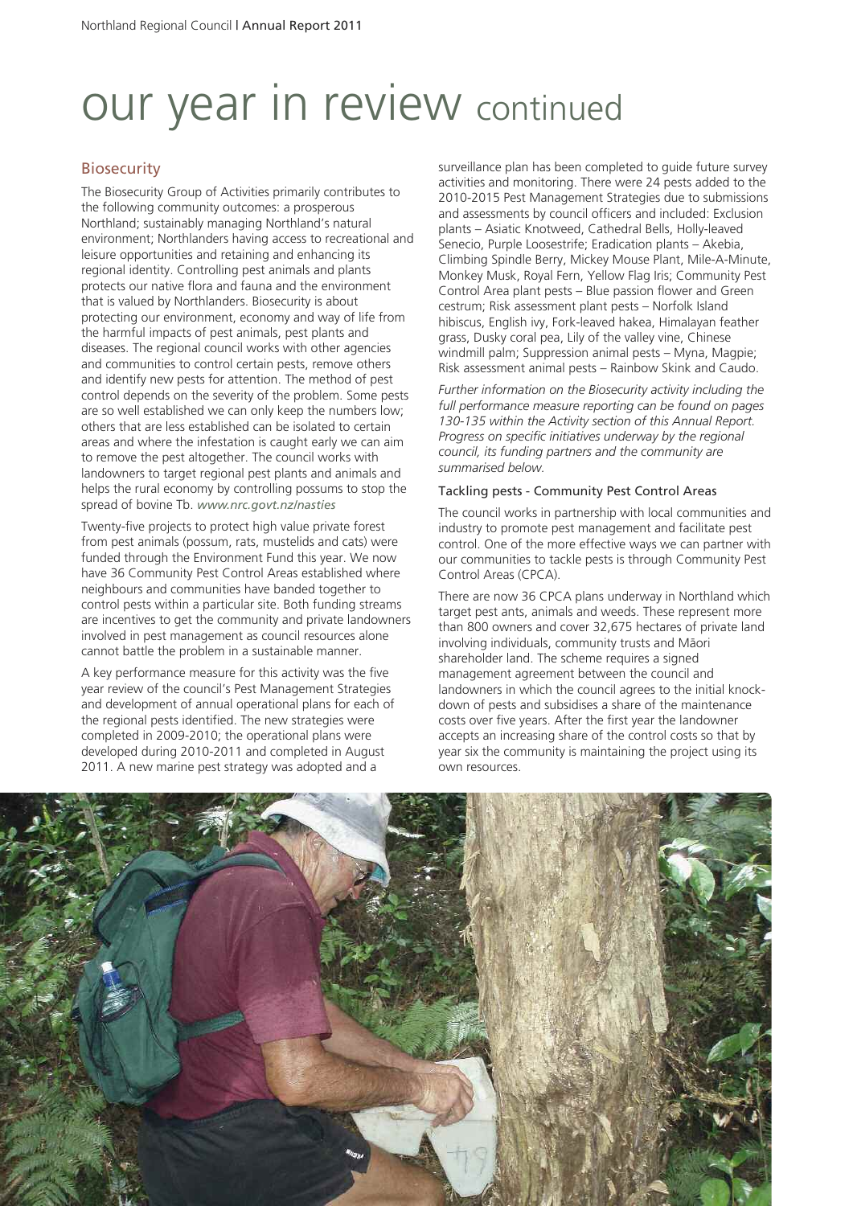# our year in review continued

## Biosecurity

The Biosecurity Group of Activities primarily contributes to the following community outcomes: a prosperous Northland; sustainably managing Northland's natural environment; Northlanders having access to recreational and leisure opportunities and retaining and enhancing its regional identity. Controlling pest animals and plants protects our native flora and fauna and the environment that is valued by Northlanders. Biosecurity is about protecting our environment, economy and way of life from the harmful impacts of pest animals, pest plants and diseases. The regional council works with other agencies and communities to control certain pests, remove others and identify new pests for attention. The method of pest control depends on the severity of the problem. Some pests are so well established we can only keep the numbers low; others that are less established can be isolated to certain areas and where the infestation is caught early we can aim to remove the pest altogether. The council works with landowners to target regional pest plants and animals and helps the rural economy by controlling possums to stop the spread of bovine Tb. *www.nrc.govt.nz/nasties*

Twenty-five projects to protect high value private forest from pest animals (possum, rats, mustelids and cats) were funded through the Environment Fund this year. We now have 36 Community Pest Control Areas established where neighbours and communities have banded together to control pests within a particular site. Both funding streams are incentives to get the community and private landowners involved in pest management as council resources alone cannot battle the problem in a sustainable manner.

A key performance measure for this activity was the five year review of the council's Pest Management Strategies and development of annual operational plans for each of the regional pests identified. The new strategies were completed in 2009-2010; the operational plans were developed during 2010-2011 and completed in August 2011. A new marine pest strategy was adopted and a surveillance plan has been completed to guide future survey activities and monitoring. There were 24 pests added to the 2010-2015 Pest Management Strategies due to submissions and assessments by council officers and included: Exclusion plants – Asiatic Knotweed, Cathedral Bells, Holly-leaved Senecio, Purple Loosestrife; Eradication plants – Akebia, Climbing Spindle Berry, Mickey Mouse Plant, Mile-A-Minute, Monkey Musk, Royal Fern, Yellow Flag Iris; Community Pest Control Area plant pests – Blue passion flower and Green cestrum; Risk assessment plant pests – Norfolk Island hibiscus, English ivy, Fork-leaved hakea, Himalayan feather grass, Dusky coral pea, Lily of the valley vine, Chinese windmill palm; Suppression animal pests – Myna, Magpie; Risk assessment animal pests – Rainbow Skink and Caudo.

*Further information on the Biosecurity activity including the full performance measure reporting can be found on pages 130-135 within the Activity section of this Annual Report. Progress on specific initiatives underway by the regional council, its funding partners and the community are summarised below.*

### Tackling pests - Community Pest Control Areas

The council works in partnership with local communities and industry to promote pest management and facilitate pest control. One of the more effective ways we can partner with our communities to tackle pests is through Community Pest Control Areas (CPCA).

There are now 36 CPCA plans underway in Northland which target pest ants, animals and weeds. These represent more than 800 owners and cover 32,675 hectares of private land involving individuals, community trusts and Māori shareholder land. The scheme requires a signed management agreement between the council and landowners in which the council agrees to the initial knock-down of pests and subsidises a share of the maintenance costs over five years. After the first year the landowner accepts an increasing share of the control costs so that by year six the community is maintaining the project using its own resources.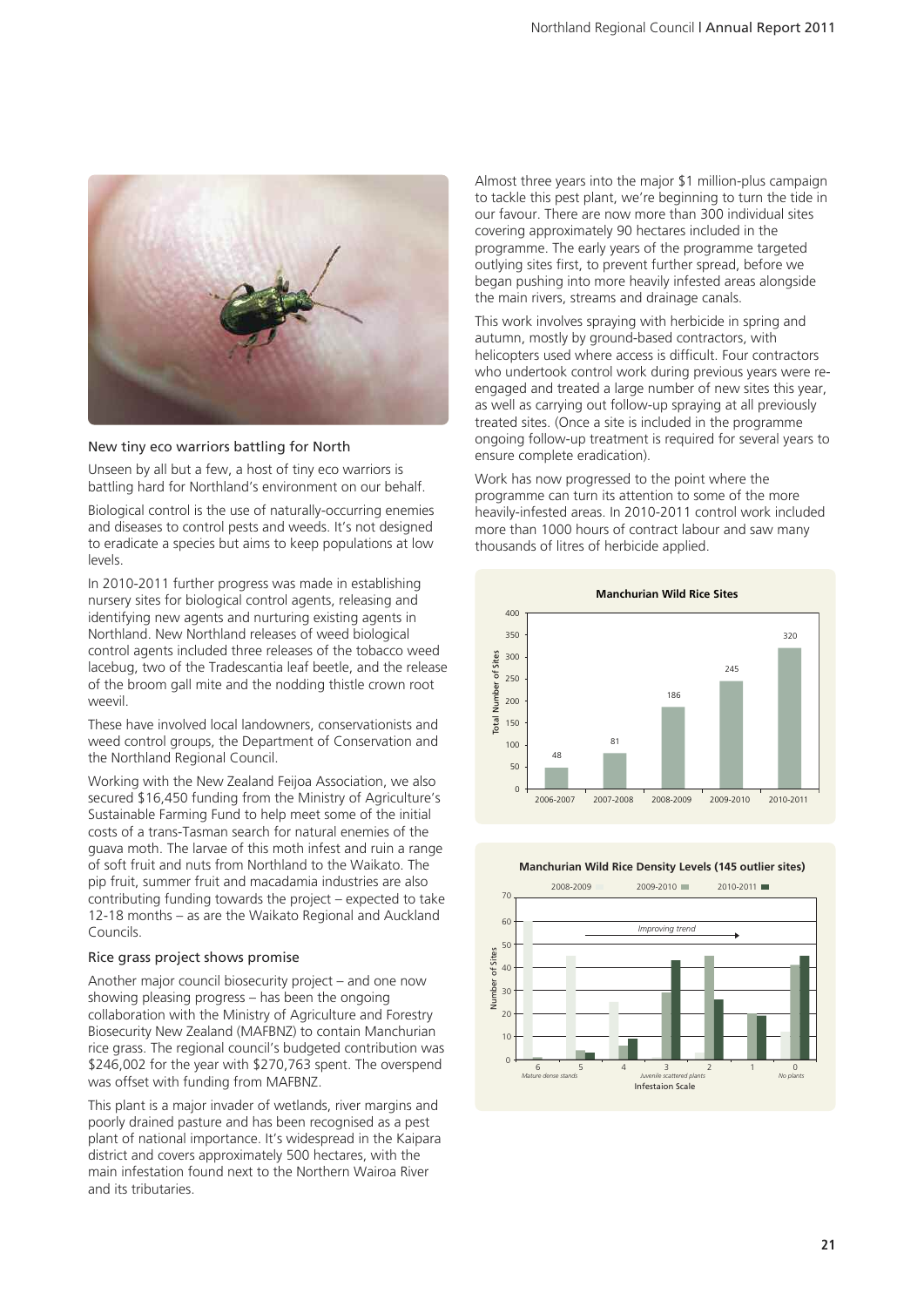### New tiny eco warriors battling for North

Unseen by all but a few, a host of tiny eco warriors is battling hard for Northland's environment on our behalf.

Biological control is the use of naturally-occurring enemies and diseases to control pests and weeds. It's not designed to eradicate a species but aims to keep populations at low levels.

In 2010-2011 further progress was made in establishing nursery sites for biological control agents, releasing and identifying new agents and nurturing existing agents in Northland. New Northland releases of weed biological control agents included three releases of the tobacco weed lacebug, two of the Tradescantia leaf beetle, and the release of the broom gall mite and the nodding thistle crown root weevil.

These have involved local landowners, conservationists and weed control groups, the Department of Conservation and the Northland Regional Council.

Working with the New Zealand Feijoa Association, we also secured $16,450 funding from the Ministry of Agriculture's Sustainable Farming Fund to help meet some of the initial costs of a trans-Tasman search for natural enemies of the guava moth. The larvae of this moth infest and ruin a range of soft fruit and nuts from Northland to the Waikato. The pip fruit, summer fruit and macadamia industries are also contributing funding towards the project – expected to take 12-18 months – as are the Waikato Regional and Auckland Councils.

### Rice grass project shows promise

Another major council biosecurity project – and one now showing pleasing progress – has been the ongoing collaboration with the Ministry of Agriculture and Forestry Biosecurity New Zealand (MAFBNZ) to contain Manchurian rice grass. The regional council's budgeted contribution was $246,002 for the year with $270,763 spent. The overspend was offset with funding from MAFBNZ.

This plant is a major invader of wetlands, river margins and poorly drained pasture and has been recognised as a pest plant of national importance. It's widespread in the Kaipara district and covers approximately 500 hectares, with the main infestation found next to the Northern Wairoa River and its tributaries.

Almost three years into the major $1 million-plus campaign to tackle this pest plant, we're beginning to turn the tide in our favour. There are now more than 300 individual sites covering approximately 90 hectares included in the programme. The early years of the programme targeted outlying sites first, to prevent further spread, before we began pushing into more heavily infested areas alongside the main rivers, streams and drainage canals.

This work involves spraying with herbicide in spring and autumn, mostly by ground-based contractors, with helicopters used where access is difficult. Four contractors who undertook control work during previous years were re-engaged and treated a large number of new sites this year, as well as carrying out follow-up spraying at all previously treated sites. (Once a site is included in the programme ongoing follow-up treatment is required for several years to ensure complete eradication).

Work has now progressed to the point where the programme can turn its attention to some of the more heavily-infested areas. In 2010-2011 control work included more than 1000 hours of contract labour and saw many thousands of litres of herbicide applied.

**Manchurian Wild Rice Sites**

| Year | Total Number of Sites |
|---|---|
| 2006-2007 | 48 |
| 2007-2008 | 81 |
| 2008-2009 | 186 |
| 2009-2010 | 245 |
| 2010-2011 | 320 |

**Manchurian Wild Rice Density Levels (145 outlier sites)**

Infestaion Scale: 6 *Mature dense stands* … 3 *Juvenile scattered plants* … 0 *No plants* — *Improving trend*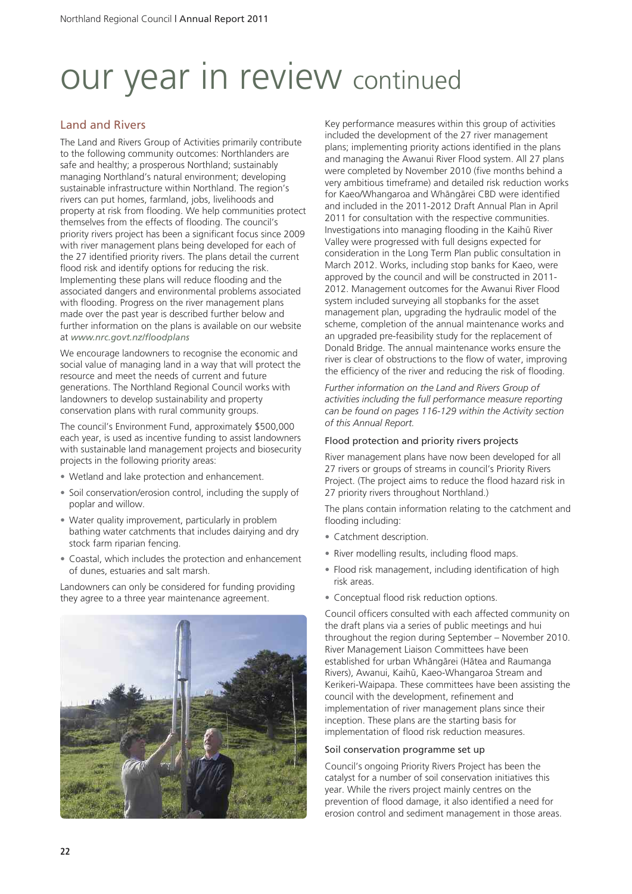# our year in review continued

## Land and Rivers

The Land and Rivers Group of Activities primarily contribute to the following community outcomes: Northlanders are safe and healthy; a prosperous Northland; sustainably managing Northland's natural environment; developing sustainable infrastructure within Northland. The region's rivers can put homes, farmland, jobs, livelihoods and property at risk from flooding. We help communities protect themselves from the effects of flooding. The council's priority rivers project has been a significant focus since 2009 with river management plans being developed for each of the 27 identified priority rivers. The plans detail the current flood risk and identify options for reducing the risk. Implementing these plans will reduce flooding and the associated dangers and environmental problems associated with flooding. Progress on the river management plans made over the past year is described further below and further information on the plans is available on our website at *www.nrc.govt.nz/floodplans*

We encourage landowners to recognise the economic and social value of managing land in a way that will protect the resource and meet the needs of current and future generations. The Northland Regional Council works with landowners to develop sustainability and property conservation plans with rural community groups.

The council's Environment Fund, approximately $500,000 each year, is used as incentive funding to assist landowners with sustainable land management projects and biosecurity projects in the following priority areas:

- Wetland and lake protection and enhancement.
- Soil conservation/erosion control, including the supply of poplar and willow.
- Water quality improvement, particularly in problem bathing water catchments that includes dairying and dry stock farm riparian fencing.
- Coastal, which includes the protection and enhancement of dunes, estuaries and salt marsh.

Landowners can only be considered for funding providing they agree to a three year maintenance agreement.

Key performance measures within this group of activities included the development of the 27 river management plans; implementing priority actions identified in the plans and managing the Awanui River Flood system. All 27 plans were completed by November 2010 (five months behind a very ambitious timeframe) and detailed risk reduction works for Kaeo/Whangaroa and Whāngārei CBD were identified and included in the 2011-2012 Draft Annual Plan in April 2011 for consultation with the respective communities. Investigations into managing flooding in the Kaihū River Valley were progressed with full designs expected for consideration in the Long Term Plan public consultation in March 2012. Works, including stop banks for Kaeo, were approved by the council and will be constructed in 2011-2012. Management outcomes for the Awanui River Flood system included surveying all stopbanks for the asset management plan, upgrading the hydraulic model of the scheme, completion of the annual maintenance works and an upgraded pre-feasibility study for the replacement of Donald Bridge. The annual maintenance works ensure the river is clear of obstructions to the flow of water, improving the efficiency of the river and reducing the risk of flooding.

*Further information on the Land and Rivers Group of activities including the full performance measure reporting can be found on pages 116-129 within the Activity section of this Annual Report.*

### Flood protection and priority rivers projects

River management plans have now been developed for all 27 rivers or groups of streams in council's Priority Rivers Project. (The project aims to reduce the flood hazard risk in 27 priority rivers throughout Northland.)

The plans contain information relating to the catchment and flooding including:

- Catchment description.
- River modelling results, including flood maps.
- Flood risk management, including identification of high risk areas.
- Conceptual flood risk reduction options.

Council officers consulted with each affected community on the draft plans via a series of public meetings and hui throughout the region during September – November 2010. River Management Liaison Committees have been established for urban Whāngārei (Hātea and Raumanga Rivers), Awanui, Kaihū, Kaeo-Whangaroa Stream and Kerikeri-Waipapa. These committees have been assisting the council with the development, refinement and implementation of river management plans since their inception. These plans are the starting basis for implementation of flood risk reduction measures.

### Soil conservation programme set up

Council's ongoing Priority Rivers Project has been the catalyst for a number of soil conservation initiatives this year. While the rivers project mainly centres on the prevention of flood damage, it also identified a need for erosion control and sediment management in those areas.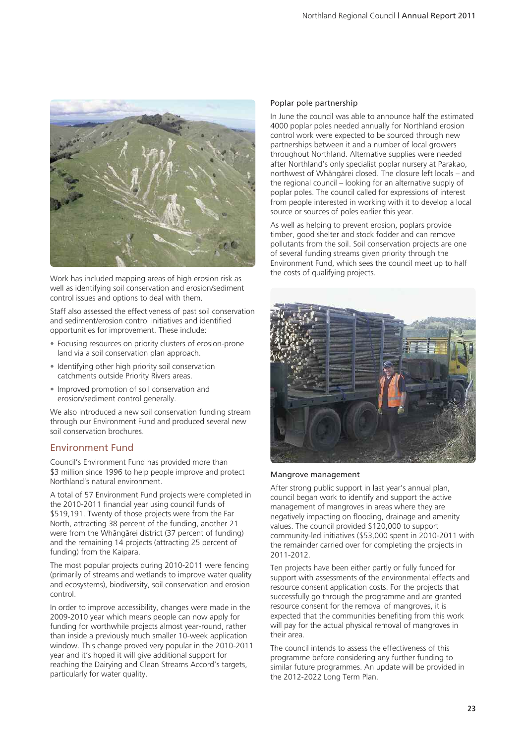Work has included mapping areas of high erosion risk as well as identifying soil conservation and erosion/sediment control issues and options to deal with them.

Staff also assessed the effectiveness of past soil conservation and sediment/erosion control initiatives and identified opportunities for improvement. These include:

- Focusing resources on priority clusters of erosion-prone land via a soil conservation plan approach.
- Identifying other high priority soil conservation catchments outside Priority Rivers areas.
- Improved promotion of soil conservation and erosion/sediment control generally.

We also introduced a new soil conservation funding stream through our Environment Fund and produced several new soil conservation brochures.

## Environment Fund

Council's Environment Fund has provided more than $3 million since 1996 to help people improve and protect Northland's natural environment.

A total of 57 Environment Fund projects were completed in the 2010-2011 financial year using council funds of $519,191. Twenty of those projects were from the Far North, attracting 38 percent of the funding, another 21 were from the Whāngārei district (37 percent of funding) and the remaining 14 projects (attracting 25 percent of funding) from the Kaipara.

The most popular projects during 2010-2011 were fencing (primarily of streams and wetlands to improve water quality and ecosystems), biodiversity, soil conservation and erosion control.

In order to improve accessibility, changes were made in the 2009-2010 year which means people can now apply for funding for worthwhile projects almost year-round, rather than inside a previously much smaller 10-week application window. This change proved very popular in the 2010-2011 year and it's hoped it will give additional support for reaching the Dairying and Clean Streams Accord's targets, particularly for water quality.

### Poplar pole partnership

In June the council was able to announce half the estimated 4000 poplar poles needed annually for Northland erosion control work were expected to be sourced through new partnerships between it and a number of local growers throughout Northland. Alternative supplies were needed after Northland's only specialist poplar nursery at Parakao, northwest of Whāngārei closed. The closure left locals – and the regional council – looking for an alternative supply of poplar poles. The council called for expressions of interest from people interested in working with it to develop a local source or sources of poles earlier this year.

As well as helping to prevent erosion, poplars provide timber, good shelter and stock fodder and can remove pollutants from the soil. Soil conservation projects are one of several funding streams given priority through the Environment Fund, which sees the council meet up to half the costs of qualifying projects.

### Mangrove management

After strong public support in last year's annual plan, council began work to identify and support the active management of mangroves in areas where they are negatively impacting on flooding, drainage and amenity values. The council provided $120,000 to support community-led initiatives ($53,000 spent in 2010-2011 with the remainder carried over for completing the projects in 2011-2012.

Ten projects have been either partly or fully funded for support with assessments of the environmental effects and resource consent application costs. For the projects that successfully go through the programme and are granted resource consent for the removal of mangroves, it is expected that the communities benefiting from this work will pay for the actual physical removal of mangroves in their area.

The council intends to assess the effectiveness of this programme before considering any further funding to similar future programmes. An update will be provided in the 2012-2022 Long Term Plan.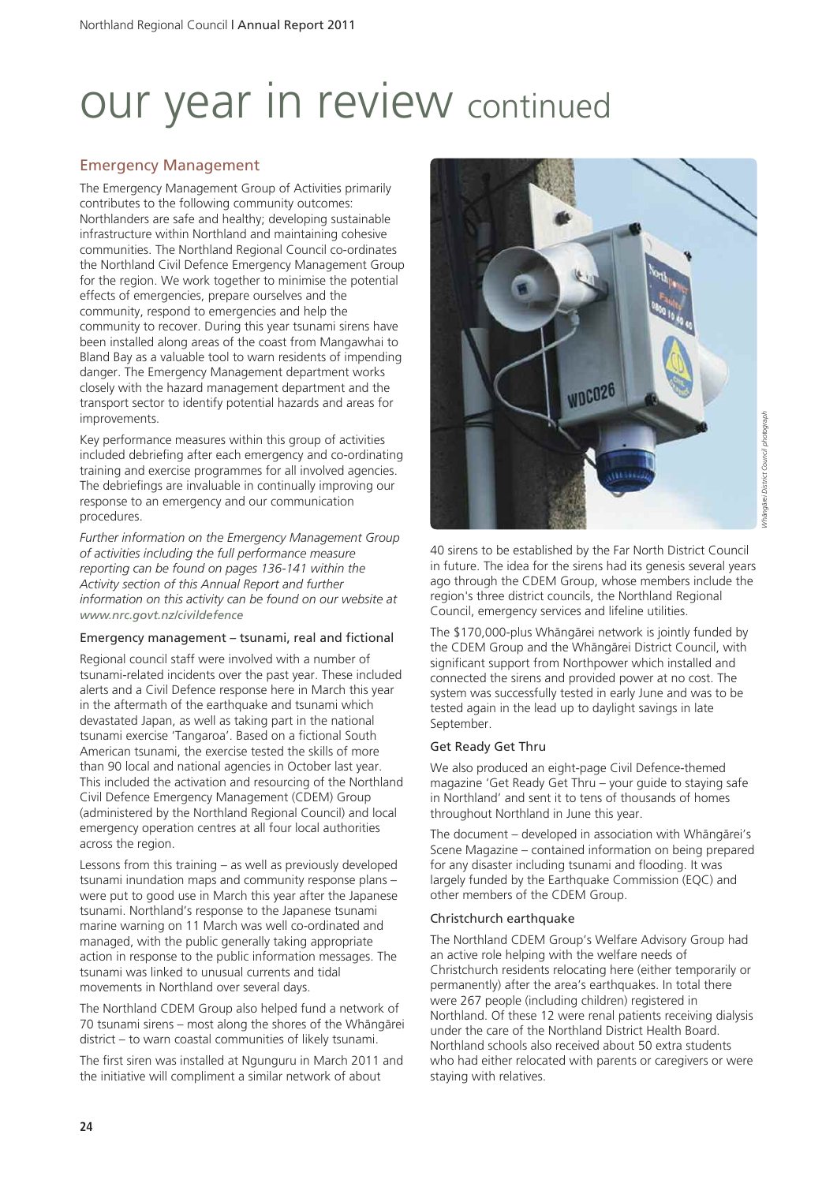# our year in review continued

## Emergency Management

The Emergency Management Group of Activities primarily contributes to the following community outcomes: Northlanders are safe and healthy; developing sustainable infrastructure within Northland and maintaining cohesive communities. The Northland Regional Council co-ordinates the Northland Civil Defence Emergency Management Group for the region. We work together to minimise the potential effects of emergencies, prepare ourselves and the community, respond to emergencies and help the community to recover. During this year tsunami sirens have been installed along areas of the coast from Mangawhai to Bland Bay as a valuable tool to warn residents of impending danger. The Emergency Management department works closely with the hazard management department and the transport sector to identify potential hazards and areas for improvements.

Key performance measures within this group of activities included debriefing after each emergency and co-ordinating training and exercise programmes for all involved agencies. The debriefings are invaluable in continually improving our response to an emergency and our communication procedures.

*Further information on the Emergency Management Group of activities including the full performance measure reporting can be found on pages 136-141 within the Activity section of this Annual Report and further information on this activity can be found on our website at www.nrc.govt.nz/civildefence*

### Emergency management – tsunami, real and fictional

Regional council staff were involved with a number of tsunami-related incidents over the past year. These included alerts and a Civil Defence response here in March this year in the aftermath of the earthquake and tsunami which devastated Japan, as well as taking part in the national tsunami exercise 'Tangaroa'. Based on a fictional South American tsunami, the exercise tested the skills of more than 90 local and national agencies in October last year. This included the activation and resourcing of the Northland Civil Defence Emergency Management (CDEM) Group (administered by the Northland Regional Council) and local emergency operation centres at all four local authorities across the region.

Lessons from this training – as well as previously developed tsunami inundation maps and community response plans – were put to good use in March this year after the Japanese tsunami. Northland's response to the Japanese tsunami marine warning on 11 March was well co-ordinated and managed, with the public generally taking appropriate action in response to the public information messages. The tsunami was linked to unusual currents and tidal movements in Northland over several days.

The Northland CDEM Group also helped fund a network of 70 tsunami sirens – most along the shores of the Whāngārei district – to warn coastal communities of likely tsunami.

The first siren was installed at Ngunguru in March 2011 and the initiative will compliment a similar network of about 40 sirens to be established by the Far North District Council in future. The idea for the sirens had its genesis several years ago through the CDEM Group, whose members include the region's three district councils, the Northland Regional Council, emergency services and lifeline utilities.

*Whāngārei District Council photograph*

The $170,000-plus Whāngārei network is jointly funded by the CDEM Group and the Whāngārei District Council, with significant support from Northpower which installed and connected the sirens and provided power at no cost. The system was successfully tested in early June and was to be tested again in the lead up to daylight savings in late September.

### Get Ready Get Thru

We also produced an eight-page Civil Defence-themed magazine 'Get Ready Get Thru – your guide to staying safe in Northland' and sent it to tens of thousands of homes throughout Northland in June this year.

The document – developed in association with Whāngārei's Scene Magazine – contained information on being prepared for any disaster including tsunami and flooding. It was largely funded by the Earthquake Commission (EQC) and other members of the CDEM Group.

### Christchurch earthquake

The Northland CDEM Group's Welfare Advisory Group had an active role helping with the welfare needs of Christchurch residents relocating here (either temporarily or permanently) after the area's earthquakes. In total there were 267 people (including children) registered in Northland. Of these 12 were renal patients receiving dialysis under the care of the Northland District Health Board. Northland schools also received about 50 extra students who had either relocated with parents or caregivers or were staying with relatives.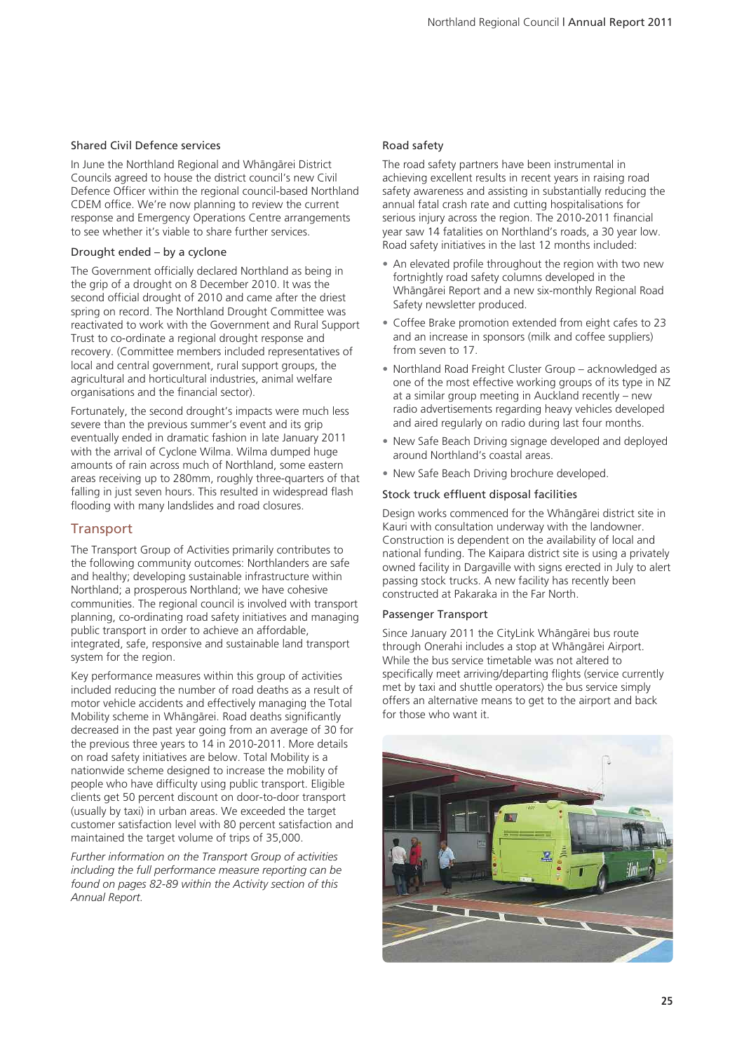### Shared Civil Defence services

In June the Northland Regional and Whāngārei District Councils agreed to house the district council's new Civil Defence Officer within the regional council-based Northland CDEM office. We're now planning to review the current response and Emergency Operations Centre arrangements to see whether it's viable to share further services.

### Drought ended – by a cyclone

The Government officially declared Northland as being in the grip of a drought on 8 December 2010. It was the second official drought of 2010 and came after the driest spring on record. The Northland Drought Committee was reactivated to work with the Government and Rural Support Trust to co-ordinate a regional drought response and recovery. (Committee members included representatives of local and central government, rural support groups, the agricultural and horticultural industries, animal welfare organisations and the financial sector).

Fortunately, the second drought's impacts were much less severe than the previous summer's event and its grip eventually ended in dramatic fashion in late January 2011 with the arrival of Cyclone Wilma. Wilma dumped huge amounts of rain across much of Northland, some eastern areas receiving up to 280mm, roughly three-quarters of that falling in just seven hours. This resulted in widespread flash flooding with many landslides and road closures.

## Transport

The Transport Group of Activities primarily contributes to the following community outcomes: Northlanders are safe and healthy; developing sustainable infrastructure within Northland; a prosperous Northland; we have cohesive communities. The regional council is involved with transport planning, co-ordinating road safety initiatives and managing public transport in order to achieve an affordable, integrated, safe, responsive and sustainable land transport system for the region.

Key performance measures within this group of activities included reducing the number of road deaths as a result of motor vehicle accidents and effectively managing the Total Mobility scheme in Whāngārei. Road deaths significantly decreased in the past year going from an average of 30 for the previous three years to 14 in 2010-2011. More details on road safety initiatives are below. Total Mobility is a nationwide scheme designed to increase the mobility of people who have difficulty using public transport. Eligible clients get 50 percent discount on door-to-door transport (usually by taxi) in urban areas. We exceeded the target customer satisfaction level with 80 percent satisfaction and maintained the target volume of trips of 35,000.

*Further information on the Transport Group of activities including the full performance measure reporting can be found on pages 82-89 within the Activity section of this Annual Report.*

### Road safety

The road safety partners have been instrumental in achieving excellent results in recent years in raising road safety awareness and assisting in substantially reducing the annual fatal crash rate and cutting hospitalisations for serious injury across the region. The 2010-2011 financial year saw 14 fatalities on Northland's roads, a 30 year low. Road safety initiatives in the last 12 months included:

- An elevated profile throughout the region with two new fortnightly road safety columns developed in the Whāngārei Report and a new six-monthly Regional Road Safety newsletter produced.
- Coffee Brake promotion extended from eight cafes to 23 and an increase in sponsors (milk and coffee suppliers) from seven to 17.
- Northland Road Freight Cluster Group – acknowledged as one of the most effective working groups of its type in NZ at a similar group meeting in Auckland recently – new radio advertisements regarding heavy vehicles developed and aired regularly on radio during last four months.
- New Safe Beach Driving signage developed and deployed around Northland's coastal areas.
- New Safe Beach Driving brochure developed.

### Stock truck effluent disposal facilities

Design works commenced for the Whāngārei district site in Kauri with consultation underway with the landowner. Construction is dependent on the availability of local and national funding. The Kaipara district site is using a privately owned facility in Dargaville with signs erected in July to alert passing stock trucks. A new facility has recently been constructed at Pakaraka in the Far North.

### Passenger Transport

Since January 2011 the CityLink Whāngārei bus route through Onerahi includes a stop at Whāngārei Airport. While the bus service timetable was not altered to specifically meet arriving/departing flights (service currently met by taxi and shuttle operators) the bus service simply offers an alternative means to get to the airport and back for those who want it.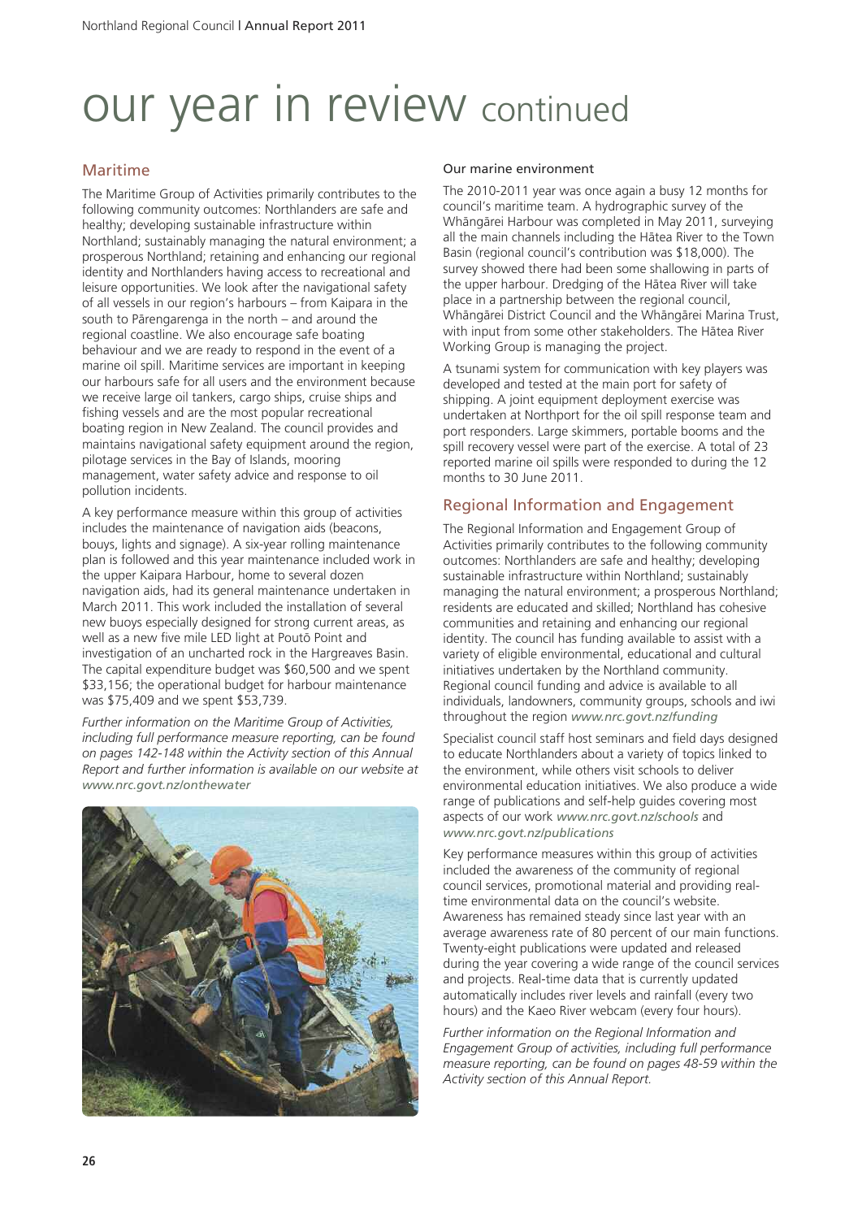# our year in review continued

## Maritime

The Maritime Group of Activities primarily contributes to the following community outcomes: Northlanders are safe and healthy; developing sustainable infrastructure within Northland; sustainably managing the natural environment; a prosperous Northland; retaining and enhancing our regional identity and Northlanders having access to recreational and leisure opportunities. We look after the navigational safety of all vessels in our region's harbours – from Kaipara in the south to Pārengarenga in the north – and around the regional coastline. We also encourage safe boating behaviour and we are ready to respond in the event of a marine oil spill. Maritime services are important in keeping our harbours safe for all users and the environment because we receive large oil tankers, cargo ships, cruise ships and fishing vessels and are the most popular recreational boating region in New Zealand. The council provides and maintains navigational safety equipment around the region, pilotage services in the Bay of Islands, mooring management, water safety advice and response to oil pollution incidents.

A key performance measure within this group of activities includes the maintenance of navigation aids (beacons, bouys, lights and signage). A six-year rolling maintenance plan is followed and this year maintenance included work in the upper Kaipara Harbour, home to several dozen navigation aids, had its general maintenance undertaken in March 2011. This work included the installation of several new buoys especially designed for strong current areas, as well as a new five mile LED light at Poutō Point and investigation of an uncharted rock in the Hargreaves Basin. The capital expenditure budget was $60,500 and we spent $33,156; the operational budget for harbour maintenance was $75,409 and we spent $53,739.

*Further information on the Maritime Group of Activities, including full performance measure reporting, can be found on pages 142-148 within the Activity section of this Annual Report and further information is available on our website at www.nrc.govt.nz/onthewater*

### Our marine environment

The 2010-2011 year was once again a busy 12 months for council's maritime team. A hydrographic survey of the Whāngārei Harbour was completed in May 2011, surveying all the main channels including the Hātea River to the Town Basin (regional council's contribution was $18,000). The survey showed there had been some shallowing in parts of the upper harbour. Dredging of the Hātea River will take place in a partnership between the regional council, Whāngārei District Council and the Whāngārei Marina Trust, with input from some other stakeholders. The Hātea River Working Group is managing the project.

A tsunami system for communication with key players was developed and tested at the main port for safety of shipping. A joint equipment deployment exercise was undertaken at Northport for the oil spill response team and port responders. Large skimmers, portable booms and the spill recovery vessel were part of the exercise. A total of 23 reported marine oil spills were responded to during the 12 months to 30 June 2011.

## Regional Information and Engagement

The Regional Information and Engagement Group of Activities primarily contributes to the following community outcomes: Northlanders are safe and healthy; developing sustainable infrastructure within Northland; sustainably managing the natural environment; a prosperous Northland; residents are educated and skilled; Northland has cohesive communities and retaining and enhancing our regional identity. The council has funding available to assist with a variety of eligible environmental, educational and cultural initiatives undertaken by the Northland community. Regional council funding and advice is available to all individuals, landowners, community groups, schools and iwi throughout the region *www.nrc.govt.nz/funding*

Specialist council staff host seminars and field days designed to educate Northlanders about a variety of topics linked to the environment, while others visit schools to deliver environmental education initiatives. We also produce a wide range of publications and self-help guides covering most aspects of our work *www.nrc.govt.nz/schools* and *www.nrc.govt.nz/publications*

Key performance measures within this group of activities included the awareness of the community of regional council services, promotional material and providing real-time environmental data on the council's website. Awareness has remained steady since last year with an average awareness rate of 80 percent of our main functions. Twenty-eight publications were updated and released during the year covering a wide range of the council services and projects. Real-time data that is currently updated automatically includes river levels and rainfall (every two hours) and the Kaeo River webcam (every four hours).

*Further information on the Regional Information and Engagement Group of activities, including full performance measure reporting, can be found on pages 48-59 within the Activity section of this Annual Report.*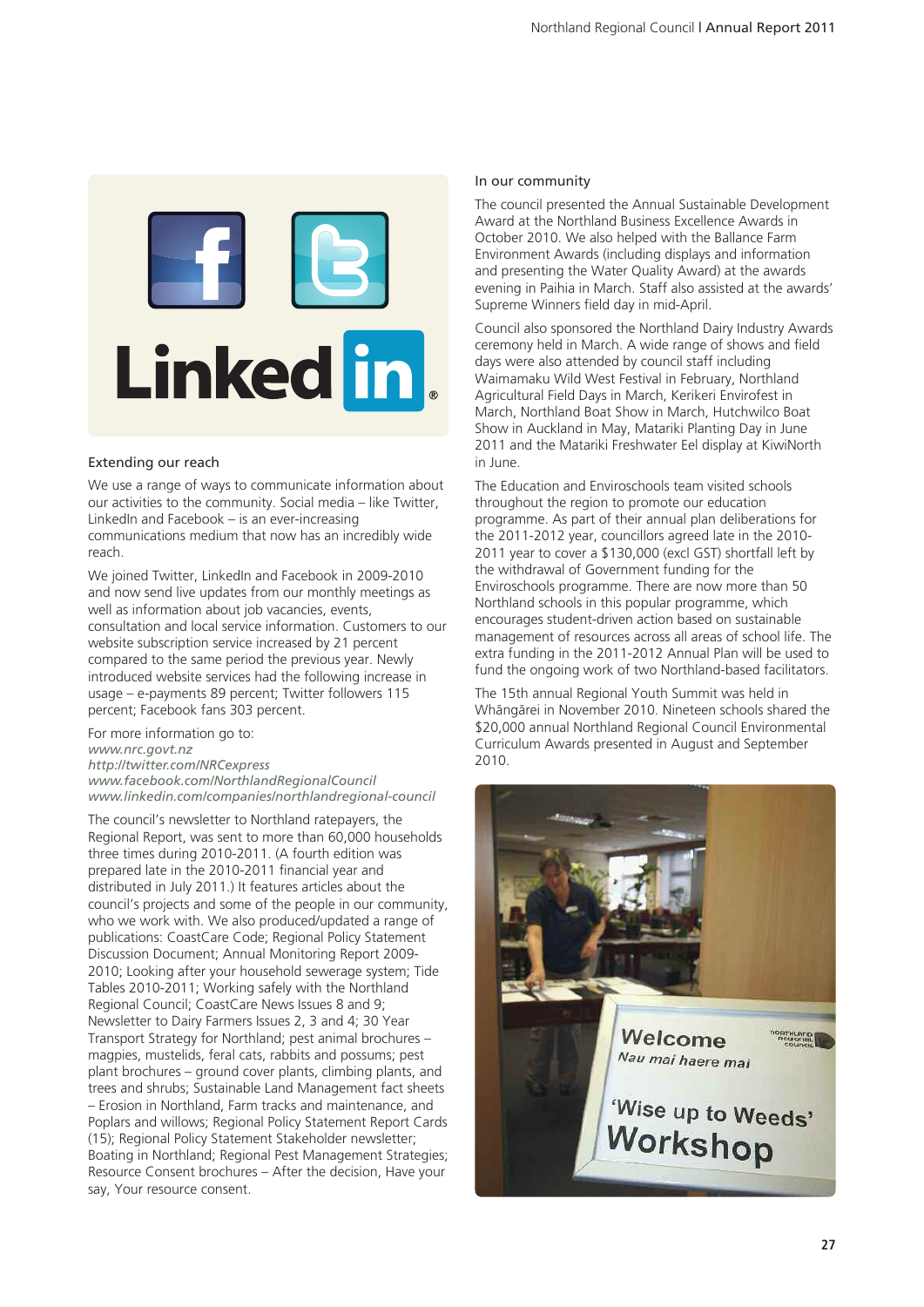## Extending our reach

We use a range of ways to communicate information about our activities to the community. Social media – like Twitter, LinkedIn and Facebook – is an ever-increasing communications medium that now has an incredibly wide reach.

We joined Twitter, LinkedIn and Facebook in 2009-2010 and now send live updates from our monthly meetings as well as information about job vacancies, events, consultation and local service information. Customers to our website subscription service increased by 21 percent compared to the same period the previous year. Newly introduced website services had the following increase in usage – e-payments 89 percent; Twitter followers 115 percent; Facebook fans 303 percent.

For more information go to:
*www.nrc.govt.nz*
*http://twitter.com/NRCexpress*
*www.facebook.com/NorthlandRegionalCouncil*
*www.linkedin.com/companies/northlandregional-council*

The council's newsletter to Northland ratepayers, the Regional Report, was sent to more than 60,000 households three times during 2010-2011. (A fourth edition was prepared late in the 2010-2011 financial year and distributed in July 2011.) It features articles about the council's projects and some of the people in our community, who we work with. We also produced/updated a range of publications: CoastCare Code; Regional Policy Statement Discussion Document; Annual Monitoring Report 2009-2010; Looking after your household sewerage system; Tide Tables 2010-2011; Working safely with the Northland Regional Council; CoastCare News Issues 8 and 9; Newsletter to Dairy Farmers Issues 2, 3 and 4; 30 Year Transport Strategy for Northland; pest animal brochures – magpies, mustelids, feral cats, rabbits and possums; pest plant brochures – ground cover plants, climbing plants, and trees and shrubs; Sustainable Land Management fact sheets – Erosion in Northland, Farm tracks and maintenance, and Poplars and willows; Regional Policy Statement Report Cards (15); Regional Policy Statement Stakeholder newsletter; Boating in Northland; Regional Pest Management Strategies; Resource Consent brochures – After the decision, Have your say, Your resource consent.

## In our community

The council presented the Annual Sustainable Development Award at the Northland Business Excellence Awards in October 2010. We also helped with the Ballance Farm Environment Awards (including displays and information and presenting the Water Quality Award) at the awards evening in Paihia in March. Staff also assisted at the awards' Supreme Winners field day in mid-April.

Council also sponsored the Northland Dairy Industry Awards ceremony held in March. A wide range of shows and field days were also attended by council staff including Waimamaku Wild West Festival in February, Northland Agricultural Field Days in March, Kerikeri Envirofest in March, Northland Boat Show in March, Hutchwilco Boat Show in Auckland in May, Matariki Planting Day in June 2011 and the Matariki Freshwater Eel display at KiwiNorth in June.

The Education and Enviroschools team visited schools throughout the region to promote our education programme. As part of their annual plan deliberations for the 2011-2012 year, councillors agreed late in the 2010-2011 year to cover a $130,000 (excl GST) shortfall left by the withdrawal of Government funding for the Enviroschools programme. There are now more than 50 Northland schools in this popular programme, which encourages student-driven action based on sustainable management of resources across all areas of school life. The extra funding in the 2011-2012 Annual Plan will be used to fund the ongoing work of two Northland-based facilitators.

The 15th annual Regional Youth Summit was held in Whāngārei in November 2010. Nineteen schools shared the $20,000 annual Northland Regional Council Environmental Curriculum Awards presented in August and September 2010.